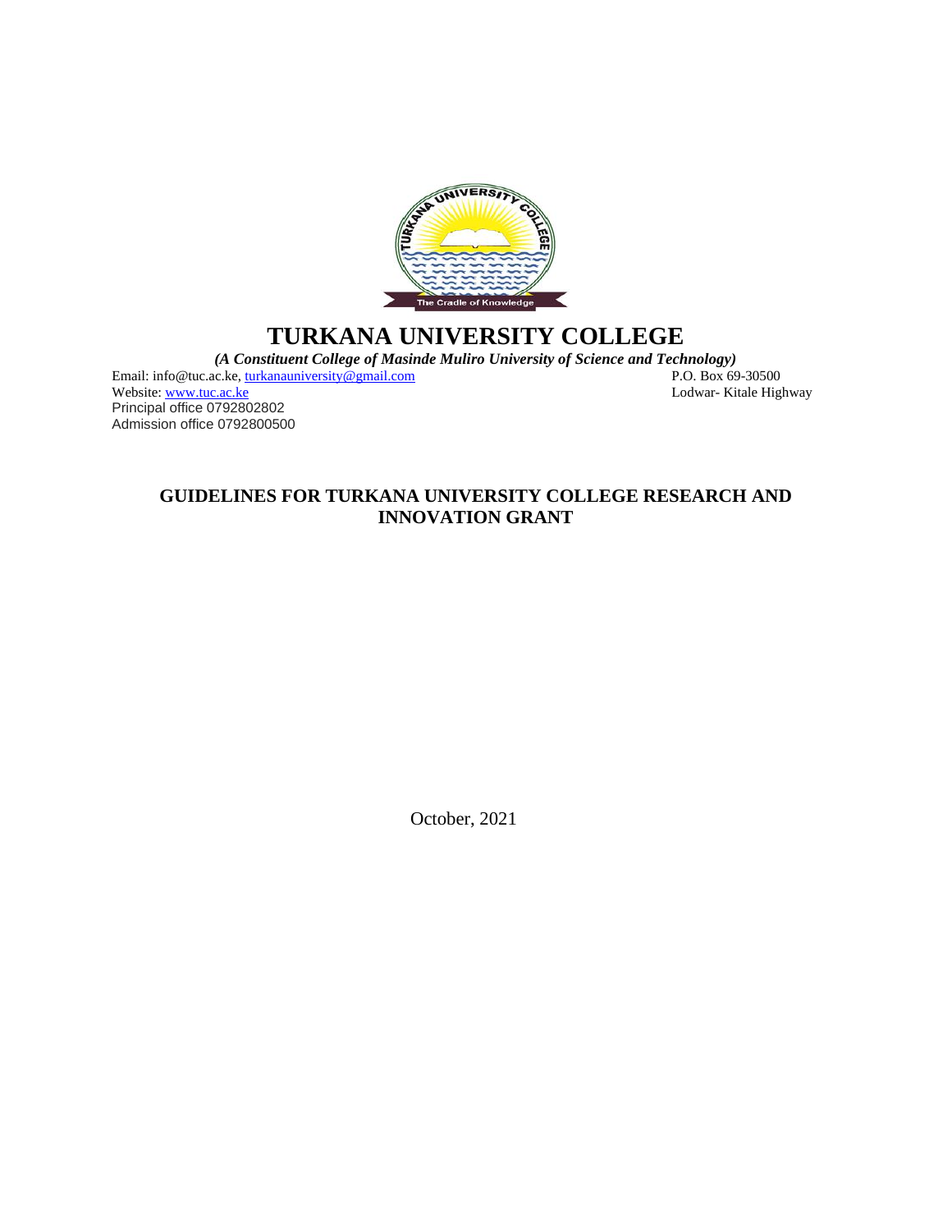# TURKANA UNIVERSITY COLLEGE

***(A Constituent College of Masinde Muliro University of Science and Technology)***

Email: info@tuc.ac.ke, turkanauniversity@gmail.com
Website: www.tuc.ac.ke
Principal office 0792802802
Admission office 0792800500

P.O. Box 69-30500
Lodwar- Kitale Highway

## GUIDELINES FOR TURKANA UNIVERSITY COLLEGE RESEARCH AND INNOVATION GRANT

October, 2021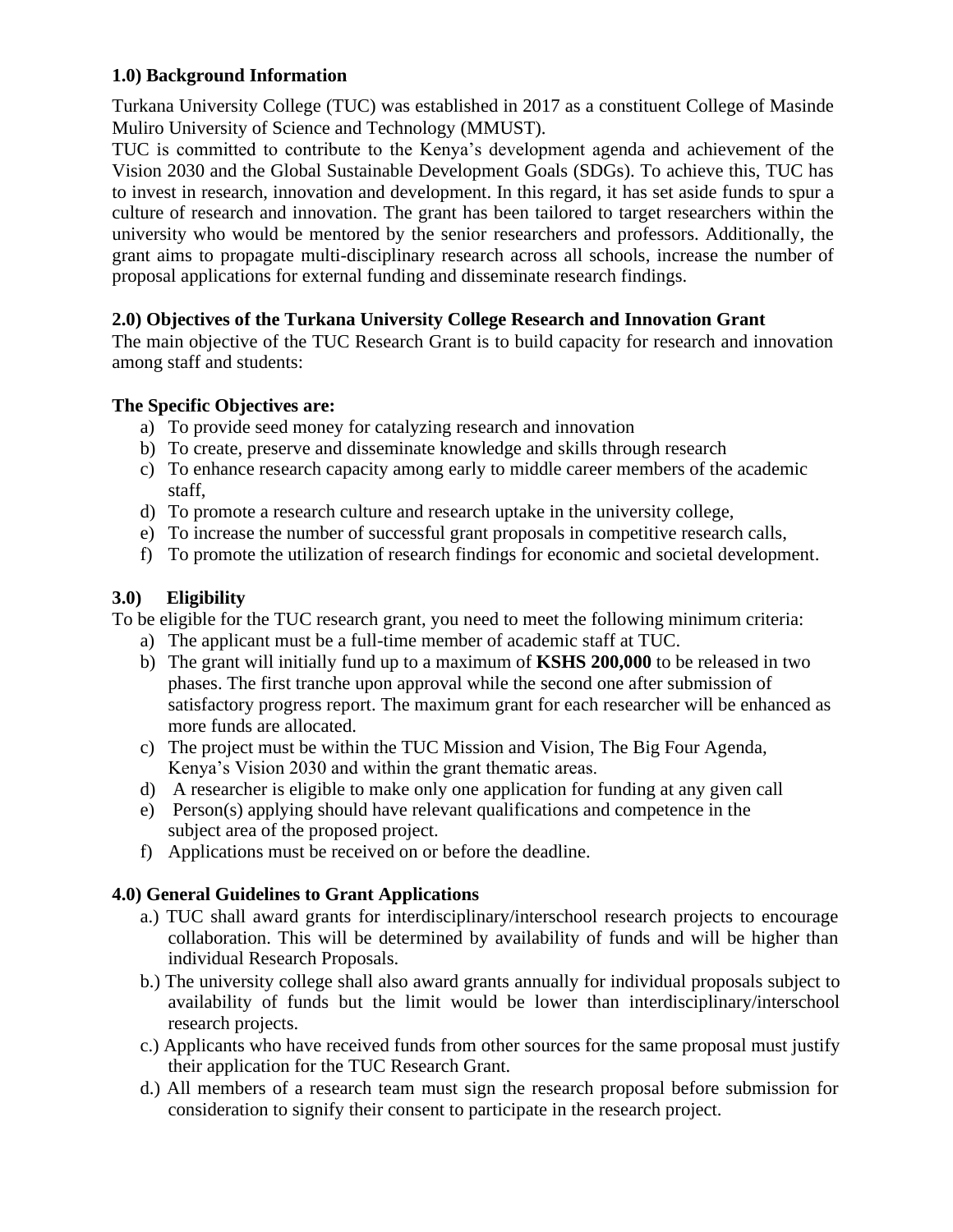**1.0) Background Information**

Turkana University College (TUC) was established in 2017 as a constituent College of Masinde Muliro University of Science and Technology (MMUST).

TUC is committed to contribute to the Kenya's development agenda and achievement of the Vision 2030 and the Global Sustainable Development Goals (SDGs). To achieve this, TUC has to invest in research, innovation and development. In this regard, it has set aside funds to spur a culture of research and innovation. The grant has been tailored to target researchers within the university who would be mentored by the senior researchers and professors. Additionally, the grant aims to propagate multi-disciplinary research across all schools, increase the number of proposal applications for external funding and disseminate research findings.

**2.0) Objectives of the Turkana University College Research and Innovation Grant**

The main objective of the TUC Research Grant is to build capacity for research and innovation among staff and students:

**The Specific Objectives are:**

a) To provide seed money for catalyzing research and innovation
b) To create, preserve and disseminate knowledge and skills through research
c) To enhance research capacity among early to middle career members of the academic staff,
d) To promote a research culture and research uptake in the university college,
e) To increase the number of successful grant proposals in competitive research calls,
f) To promote the utilization of research findings for economic and societal development.

**3.0) Eligibility**

To be eligible for the TUC research grant, you need to meet the following minimum criteria:

a) The applicant must be a full-time member of academic staff at TUC.
b) The grant will initially fund up to a maximum of **KSHS 200,000** to be released in two phases. The first tranche upon approval while the second one after submission of satisfactory progress report. The maximum grant for each researcher will be enhanced as more funds are allocated.
c) The project must be within the TUC Mission and Vision, The Big Four Agenda, Kenya's Vision 2030 and within the grant thematic areas.
d) A researcher is eligible to make only one application for funding at any given call
e) Person(s) applying should have relevant qualifications and competence in the subject area of the proposed project.
f) Applications must be received on or before the deadline.

**4.0) General Guidelines to Grant Applications**

a.) TUC shall award grants for interdisciplinary/interschool research projects to encourage collaboration. This will be determined by availability of funds and will be higher than individual Research Proposals.
b.) The university college shall also award grants annually for individual proposals subject to availability of funds but the limit would be lower than interdisciplinary/interschool research projects.
c.) Applicants who have received funds from other sources for the same proposal must justify their application for the TUC Research Grant.
d.) All members of a research team must sign the research proposal before submission for consideration to signify their consent to participate in the research project.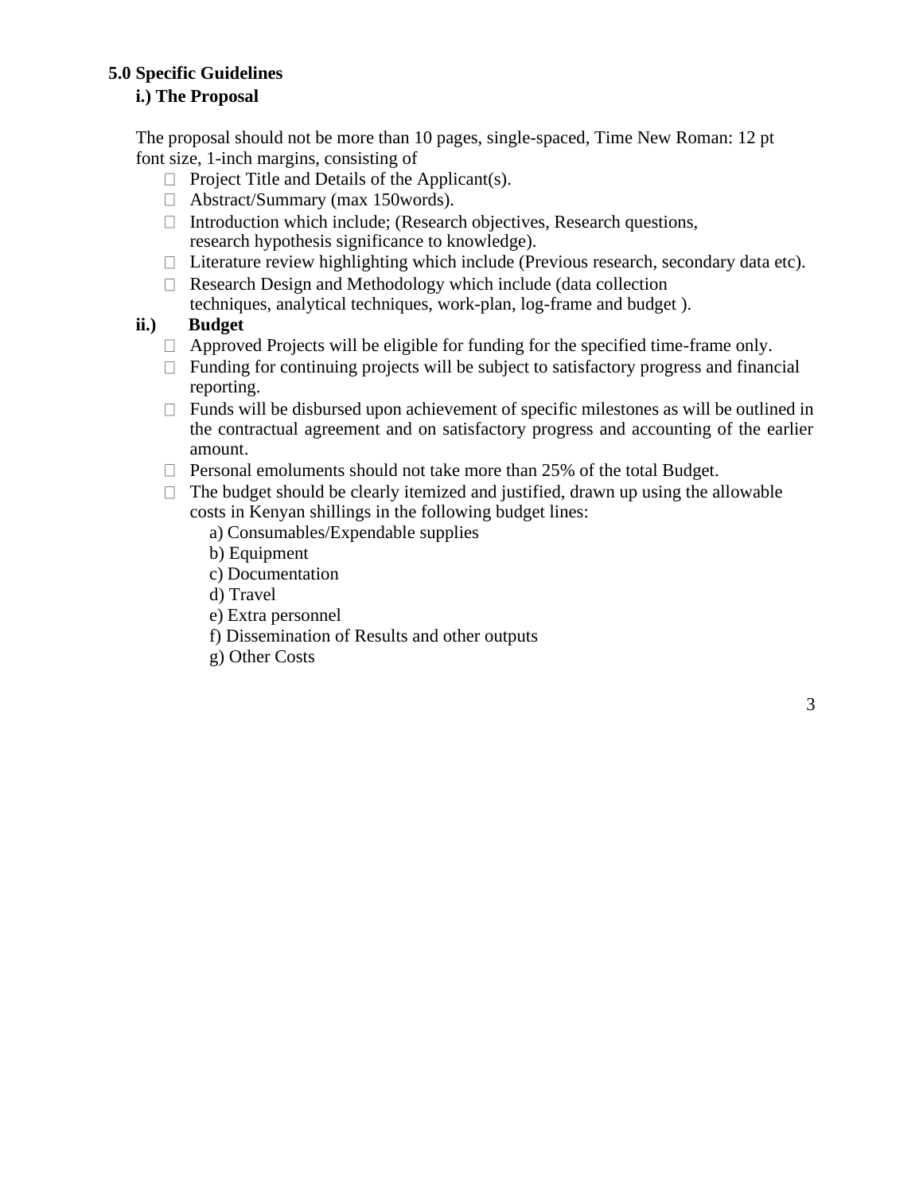**5.0 Specific Guidelines**

**i.) The Proposal**

The proposal should not be more than 10 pages, single-spaced, Time New Roman: 12 pt font size, 1-inch margins, consisting of

- Project Title and Details of the Applicant(s).
- Abstract/Summary (max 150words).
- Introduction which include; (Research objectives, Research questions, research hypothesis significance to knowledge).
- Literature review highlighting which include (Previous research, secondary data etc).
- Research Design and Methodology which include (data collection techniques, analytical techniques, work-plan, log-frame and budget ).

**ii.) Budget**

- Approved Projects will be eligible for funding for the specified time-frame only.
- Funding for continuing projects will be subject to satisfactory progress and financial reporting.
- Funds will be disbursed upon achievement of specific milestones as will be outlined in the contractual agreement and on satisfactory progress and accounting of the earlier amount.
- Personal emoluments should not take more than 25% of the total Budget.
- The budget should be clearly itemized and justified, drawn up using the allowable costs in Kenyan shillings in the following budget lines:
  - a) Consumables/Expendable supplies
  - b) Equipment
  - c) Documentation
  - d) Travel
  - e) Extra personnel
  - f) Dissemination of Results and other outputs
  - g) Other Costs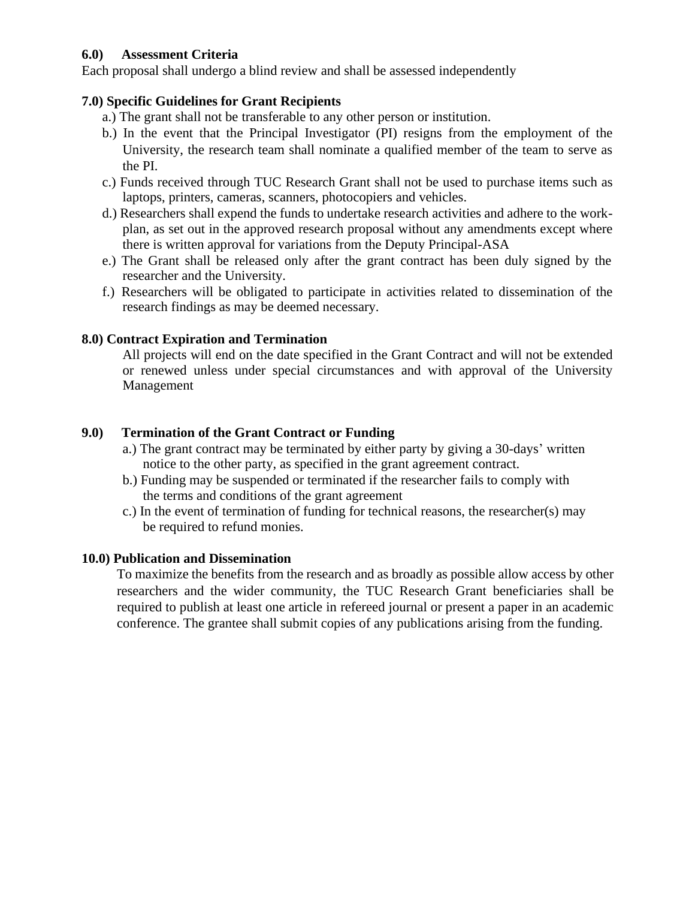**6.0) Assessment Criteria**

Each proposal shall undergo a blind review and shall be assessed independently

**7.0) Specific Guidelines for Grant Recipients**

a.) The grant shall not be transferable to any other person or institution.

b.) In the event that the Principal Investigator (PI) resigns from the employment of the University, the research team shall nominate a qualified member of the team to serve as the PI.

c.) Funds received through TUC Research Grant shall not be used to purchase items such as laptops, printers, cameras, scanners, photocopiers and vehicles.

d.) Researchers shall expend the funds to undertake research activities and adhere to the work-plan, as set out in the approved research proposal without any amendments except where there is written approval for variations from the Deputy Principal-ASA

e.) The Grant shall be released only after the grant contract has been duly signed by the researcher and the University.

f.) Researchers will be obligated to participate in activities related to dissemination of the research findings as may be deemed necessary.

**8.0) Contract Expiration and Termination**

All projects will end on the date specified in the Grant Contract and will not be extended or renewed unless under special circumstances and with approval of the University Management

**9.0) Termination of the Grant Contract or Funding**

a.) The grant contract may be terminated by either party by giving a 30-days' written notice to the other party, as specified in the grant agreement contract.

b.) Funding may be suspended or terminated if the researcher fails to comply with the terms and conditions of the grant agreement

c.) In the event of termination of funding for technical reasons, the researcher(s) may be required to refund monies.

**10.0) Publication and Dissemination**

To maximize the benefits from the research and as broadly as possible allow access by other researchers and the wider community, the TUC Research Grant beneficiaries shall be required to publish at least one article in refereed journal or present a paper in an academic conference. The grantee shall submit copies of any publications arising from the funding.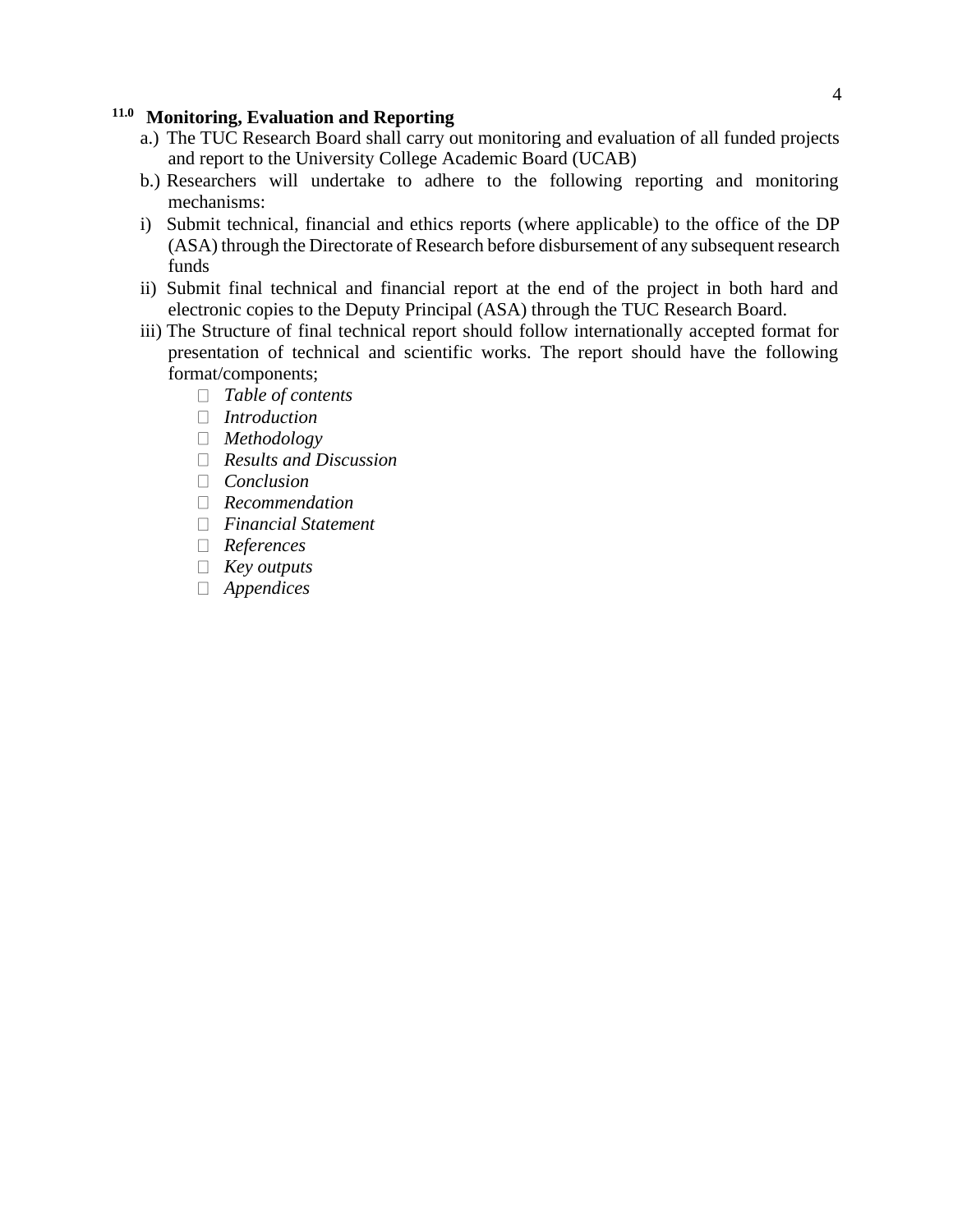## 11.0 Monitoring, Evaluation and Reporting

a.) The TUC Research Board shall carry out monitoring and evaluation of all funded projects and report to the University College Academic Board (UCAB)

b.) Researchers will undertake to adhere to the following reporting and monitoring mechanisms:

i) Submit technical, financial and ethics reports (where applicable) to the office of the DP (ASA) through the Directorate of Research before disbursement of any subsequent research funds

ii) Submit final technical and financial report at the end of the project in both hard and electronic copies to the Deputy Principal (ASA) through the TUC Research Board.

iii) The Structure of final technical report should follow internationally accepted format for presentation of technical and scientific works. The report should have the following format/components;

- *Table of contents*
- *Introduction*
- *Methodology*
- *Results and Discussion*
- *Conclusion*
- *Recommendation*
- *Financial Statement*
- *References*
- *Key outputs*
- *Appendices*